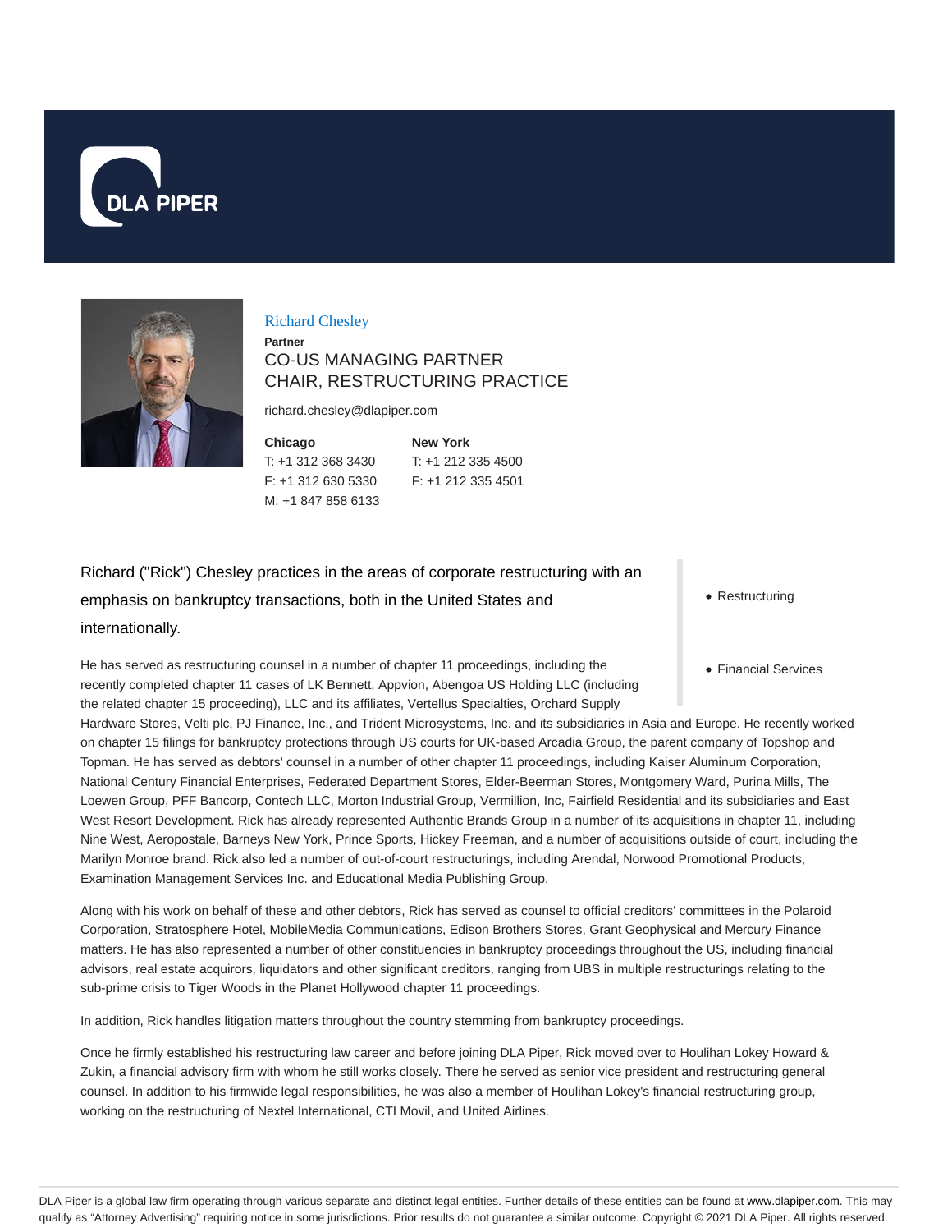# Richard Chesley

**Partner**

CO-US MANAGING PARTNER
CHAIR, RESTRUCTURING PRACTICE

richard.chesley@dlapiper.com

**Chicago**
T: +1 312 368 3430
F: +1 312 630 5330
M: +1 847 858 6133

**New York**
T: +1 212 335 4500
F: +1 212 335 4501

- Restructuring
- Financial Services

Richard ("Rick") Chesley practices in the areas of corporate restructuring with an emphasis on bankruptcy transactions, both in the United States and internationally.

He has served as restructuring counsel in a number of chapter 11 proceedings, including the recently completed chapter 11 cases of LK Bennett, Appvion, Abengoa US Holding LLC (including the related chapter 15 proceeding), LLC and its affiliates, Vertellus Specialties, Orchard Supply Hardware Stores, Velti plc, PJ Finance, Inc., and Trident Microsystems, Inc. and its subsidiaries in Asia and Europe. He recently worked on chapter 15 filings for bankruptcy protections through US courts for UK-based Arcadia Group, the parent company of Topshop and Topman. He has served as debtors' counsel in a number of other chapter 11 proceedings, including Kaiser Aluminum Corporation, National Century Financial Enterprises, Federated Department Stores, Elder-Beerman Stores, Montgomery Ward, Purina Mills, The Loewen Group, PFF Bancorp, Contech LLC, Morton Industrial Group, Vermillion, Inc, Fairfield Residential and its subsidiaries and East West Resort Development. Rick has already represented Authentic Brands Group in a number of its acquisitions in chapter 11, including Nine West, Aeropostale, Barneys New York, Prince Sports, Hickey Freeman, and a number of acquisitions outside of court, including the Marilyn Monroe brand. Rick also led a number of out-of-court restructurings, including Arendal, Norwood Promotional Products, Examination Management Services Inc. and Educational Media Publishing Group.

Along with his work on behalf of these and other debtors, Rick has served as counsel to official creditors' committees in the Polaroid Corporation, Stratosphere Hotel, MobileMedia Communications, Edison Brothers Stores, Grant Geophysical and Mercury Finance matters. He has also represented a number of other constituencies in bankruptcy proceedings throughout the US, including financial advisors, real estate acquirors, liquidators and other significant creditors, ranging from UBS in multiple restructurings relating to the sub-prime crisis to Tiger Woods in the Planet Hollywood chapter 11 proceedings.

In addition, Rick handles litigation matters throughout the country stemming from bankruptcy proceedings.

Once he firmly established his restructuring law career and before joining DLA Piper, Rick moved over to Houlihan Lokey Howard & Zukin, a financial advisory firm with whom he still works closely. There he served as senior vice president and restructuring general counsel. In addition to his firmwide legal responsibilities, he was also a member of Houlihan Lokey's financial restructuring group, working on the restructuring of Nextel International, CTI Movil, and United Airlines.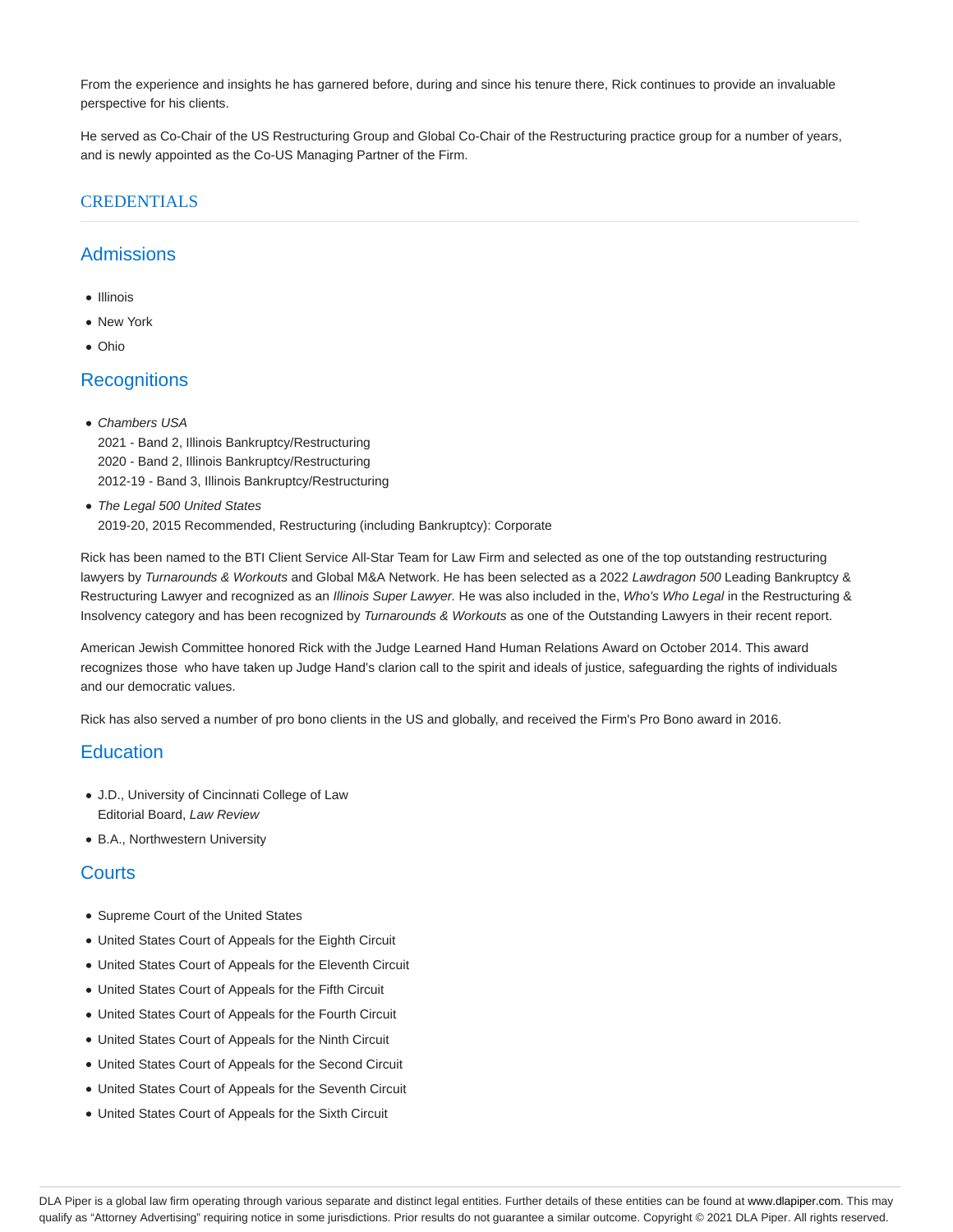From the experience and insights he has garnered before, during and since his tenure there, Rick continues to provide an invaluable perspective for his clients.

He served as Co-Chair of the US Restructuring Group and Global Co-Chair of the Restructuring practice group for a number of years, and is newly appointed as the Co-US Managing Partner of the Firm.

## CREDENTIALS

### Admissions

- Illinois
- New York
- Ohio

### Recognitions

- *Chambers USA*  
  2021 - Band 2, Illinois Bankruptcy/Restructuring  
  2020 - Band 2, Illinois Bankruptcy/Restructuring  
  2012-19 - Band 3, Illinois Bankruptcy/Restructuring
- *The Legal 500 United States*  
  2019-20, 2015 Recommended, Restructuring (including Bankruptcy): Corporate

Rick has been named to the BTI Client Service All-Star Team for Law Firm and selected as one of the top outstanding restructuring lawyers by *Turnarounds & Workouts* and Global M&A Network. He has been selected as a 2022 *Lawdragon 500* Leading Bankruptcy & Restructuring Lawyer and recognized as an *Illinois Super Lawyer.* He was also included in the, *Who's Who Legal* in the Restructuring & Insolvency category and has been recognized by *Turnarounds & Workouts* as one of the Outstanding Lawyers in their recent report.

American Jewish Committee honored Rick with the Judge Learned Hand Human Relations Award on October 2014. This award recognizes those who have taken up Judge Hand's clarion call to the spirit and ideals of justice, safeguarding the rights of individuals and our democratic values.

Rick has also served a number of pro bono clients in the US and globally, and received the Firm's Pro Bono award in 2016.

### Education

- J.D., University of Cincinnati College of Law  
  Editorial Board, *Law Review*
- B.A., Northwestern University

### Courts

- Supreme Court of the United States
- United States Court of Appeals for the Eighth Circuit
- United States Court of Appeals for the Eleventh Circuit
- United States Court of Appeals for the Fifth Circuit
- United States Court of Appeals for the Fourth Circuit
- United States Court of Appeals for the Ninth Circuit
- United States Court of Appeals for the Second Circuit
- United States Court of Appeals for the Seventh Circuit
- United States Court of Appeals for the Sixth Circuit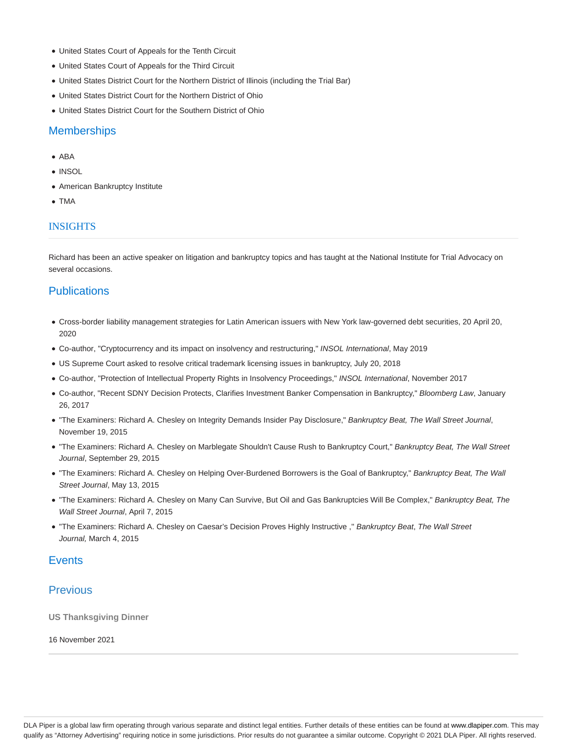- United States Court of Appeals for the Tenth Circuit
- United States Court of Appeals for the Third Circuit
- United States District Court for the Northern District of Illinois (including the Trial Bar)
- United States District Court for the Northern District of Ohio
- United States District Court for the Southern District of Ohio

## Memberships

- ABA
- INSOL
- American Bankruptcy Institute
- TMA

## INSIGHTS

Richard has been an active speaker on litigation and bankruptcy topics and has taught at the National Institute for Trial Advocacy on several occasions.

## Publications

- Cross-border liability management strategies for Latin American issuers with New York law-governed debt securities, 20 April 20, 2020
- Co-author, "Cryptocurrency and its impact on insolvency and restructuring," *INSOL International*, May 2019
- US Supreme Court asked to resolve critical trademark licensing issues in bankruptcy, July 20, 2018
- Co-author, "Protection of Intellectual Property Rights in Insolvency Proceedings," *INSOL International*, November 2017
- Co-author, "Recent SDNY Decision Protects, Clarifies Investment Banker Compensation in Bankruptcy," *Bloomberg Law*, January 26, 2017
- "The Examiners: Richard A. Chesley on Integrity Demands Insider Pay Disclosure," *Bankruptcy Beat, The Wall Street Journal*, November 19, 2015
- "The Examiners: Richard A. Chesley on Marblegate Shouldn't Cause Rush to Bankruptcy Court," *Bankruptcy Beat, The Wall Street Journal*, September 29, 2015
- "The Examiners: Richard A. Chesley on Helping Over-Burdened Borrowers is the Goal of Bankruptcy," *Bankruptcy Beat, The Wall Street Journal*, May 13, 2015
- "The Examiners: Richard A. Chesley on Many Can Survive, But Oil and Gas Bankruptcies Will Be Complex," *Bankruptcy Beat, The Wall Street Journal*, April 7, 2015
- "The Examiners: Richard A. Chesley on Caesar's Decision Proves Highly Instructive ," *Bankruptcy Beat*, *The Wall Street Journal,* March 4, 2015

## Events

## Previous

**US Thanksgiving Dinner**

16 November 2021

DLA Piper is a global law firm operating through various separate and distinct legal entities. Further details of these entities can be found at www.dlapiper.com. This may qualify as "Attorney Advertising" requiring notice in some jurisdictions. Prior results do not guarantee a similar outcome. Copyright © 2021 DLA Piper. All rights reserved.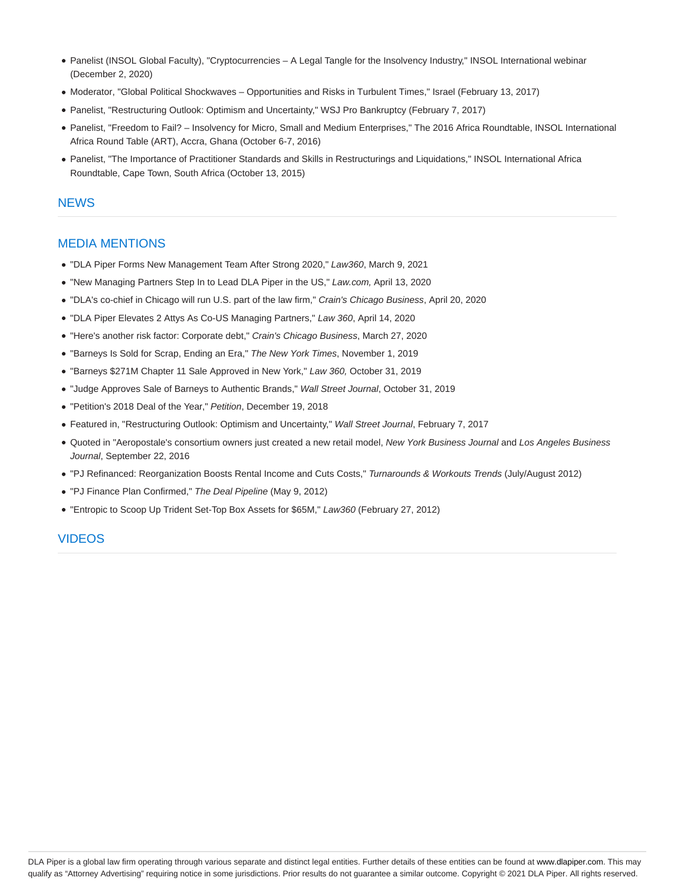- Panelist (INSOL Global Faculty), "Cryptocurrencies – A Legal Tangle for the Insolvency Industry," INSOL International webinar (December 2, 2020)
- Moderator, "Global Political Shockwaves – Opportunities and Risks in Turbulent Times," Israel (February 13, 2017)
- Panelist, "Restructuring Outlook: Optimism and Uncertainty," WSJ Pro Bankruptcy (February 7, 2017)
- Panelist, "Freedom to Fail? – Insolvency for Micro, Small and Medium Enterprises," The 2016 Africa Roundtable, INSOL International Africa Round Table (ART), Accra, Ghana (October 6-7, 2016)
- Panelist, "The Importance of Practitioner Standards and Skills in Restructurings and Liquidations," INSOL International Africa Roundtable, Cape Town, South Africa (October 13, 2015)

## NEWS

## MEDIA MENTIONS

- "DLA Piper Forms New Management Team After Strong 2020," *Law360*, March 9, 2021
- "New Managing Partners Step In to Lead DLA Piper in the US," *Law.com,* April 13, 2020
- "DLA's co-chief in Chicago will run U.S. part of the law firm," *Crain's Chicago Business*, April 20, 2020
- "DLA Piper Elevates 2 Attys As Co-US Managing Partners," *Law 360*, April 14, 2020
- "Here's another risk factor: Corporate debt," *Crain's Chicago Business*, March 27, 2020
- "Barneys Is Sold for Scrap, Ending an Era," *The New York Times*, November 1, 2019
- "Barneys $271M Chapter 11 Sale Approved in New York," *Law 360,* October 31, 2019
- "Judge Approves Sale of Barneys to Authentic Brands," *Wall Street Journal*, October 31, 2019
- "Petition's 2018 Deal of the Year," *Petition*, December 19, 2018
- Featured in, "Restructuring Outlook: Optimism and Uncertainty," *Wall Street Journal*, February 7, 2017
- Quoted in "Aeropostale's consortium owners just created a new retail model, *New York Business Journal* and *Los Angeles Business Journal*, September 22, 2016
- "PJ Refinanced: Reorganization Boosts Rental Income and Cuts Costs," *Turnarounds & Workouts Trends* (July/August 2012)
- "PJ Finance Plan Confirmed," *The Deal Pipeline* (May 9, 2012)
- "Entropic to Scoop Up Trident Set-Top Box Assets for $65M," *Law360* (February 27, 2012)

## VIDEOS

DLA Piper is a global law firm operating through various separate and distinct legal entities. Further details of these entities can be found at www.dlapiper.com. This may qualify as "Attorney Advertising" requiring notice in some jurisdictions. Prior results do not guarantee a similar outcome. Copyright © 2021 DLA Piper. All rights reserved.